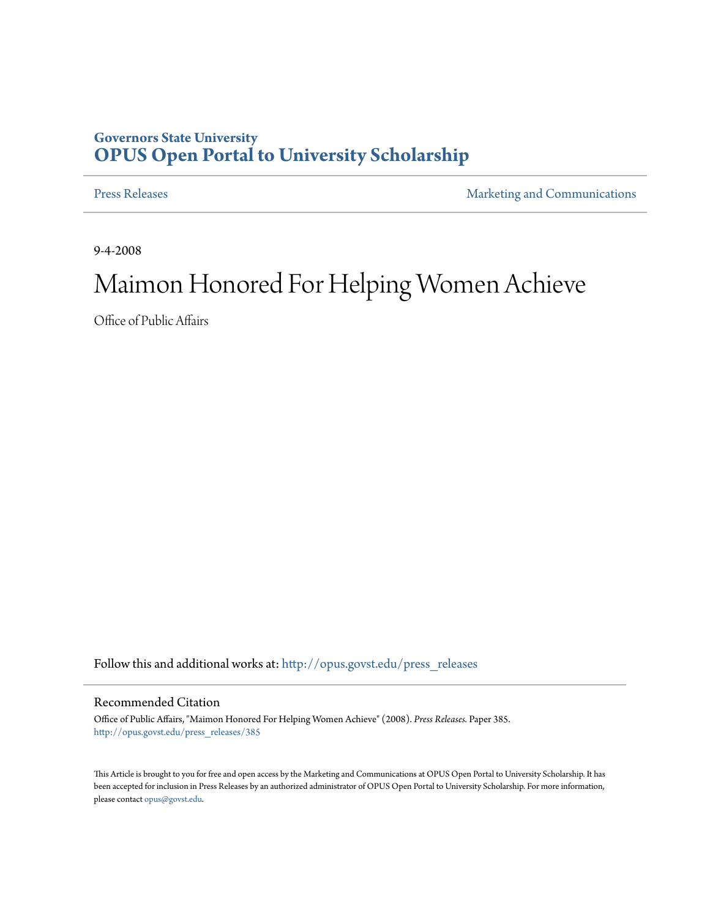Governors State University
**OPUS Open Portal to University Scholarship**

Press Releases | Marketing and Communications

9-4-2008

# Maimon Honored For Helping Women Achieve

Office of Public Affairs

Follow this and additional works at: http://opus.govst.edu/press_releases

## Recommended Citation

Office of Public Affairs, "Maimon Honored For Helping Women Achieve" (2008). *Press Releases.* Paper 385.
http://opus.govst.edu/press_releases/385

This Article is brought to you for free and open access by the Marketing and Communications at OPUS Open Portal to University Scholarship. It has been accepted for inclusion in Press Releases by an authorized administrator of OPUS Open Portal to University Scholarship. For more information, please contact opus@govst.edu.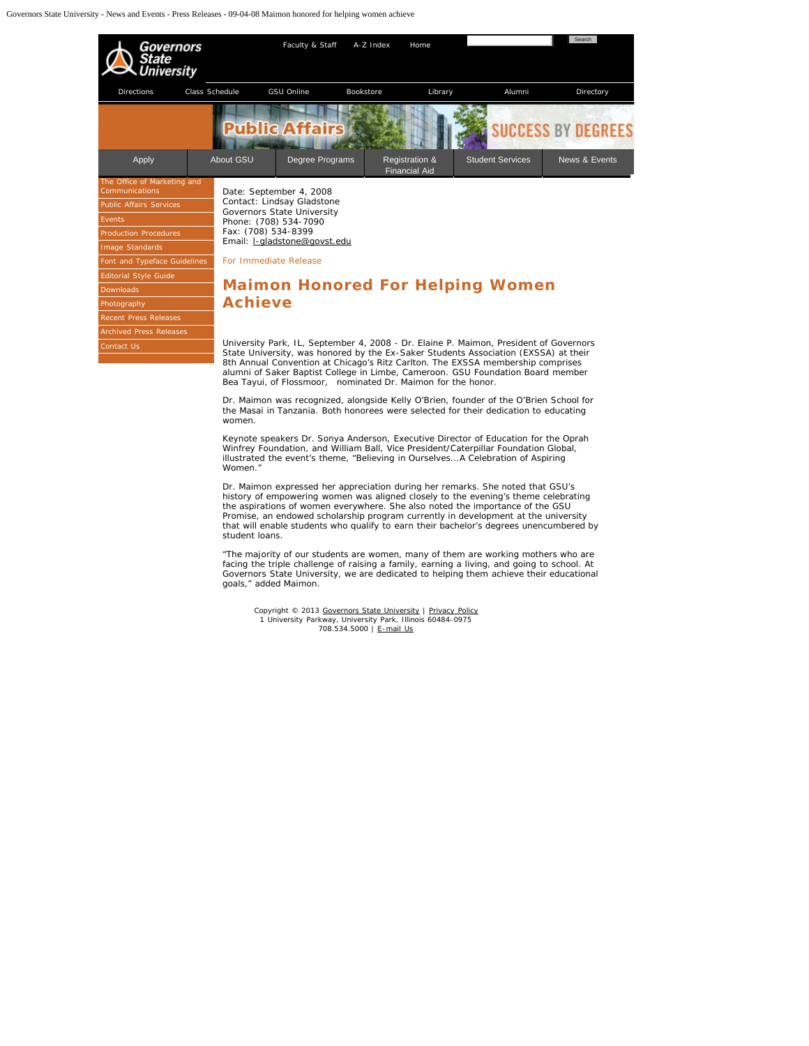Date: September 4, 2008
Contact: Lindsay Gladstone
Governors State University
Phone: (708) 534-7090
Fax: (708) 534-8399
Email: l-gladstone@govst.edu

For Immediate Release

# Maimon Honored For Helping Women Achieve

University Park, IL, September 4, 2008 - Dr. Elaine P. Maimon, President of Governors State University, was honored by the Ex-Saker Students Association (EXSSA) at their 8th Annual Convention at Chicago's Ritz Carlton. The EXSSA membership comprises alumni of Saker Baptist College in Limbe, Cameroon. GSU Foundation Board member Bea Tayui, of Flossmoor, nominated Dr. Maimon for the honor.

Dr. Maimon was recognized, alongside Kelly O'Brien, founder of the O'Brien School for the Masai in Tanzania. Both honorees were selected for their dedication to educating women.

Keynote speakers Dr. Sonya Anderson, Executive Director of Education for the Oprah Winfrey Foundation, and William Ball, Vice President/Caterpillar Foundation Global, illustrated the event's theme, "Believing in Ourselves...A Celebration of Aspiring Women."

Dr. Maimon expressed her appreciation during her remarks. She noted that GSU's history of empowering women was aligned closely to the evening's theme celebrating the aspirations of women everywhere. She also noted the importance of the GSU Promise, an endowed scholarship program currently in development at the university that will enable students who qualify to earn their bachelor's degrees unencumbered by student loans.

"The majority of our students are women, many of them are working mothers who are facing the triple challenge of raising a family, earning a living, and going to school. At Governors State University, we are dedicated to helping them achieve their educational goals," added Maimon.